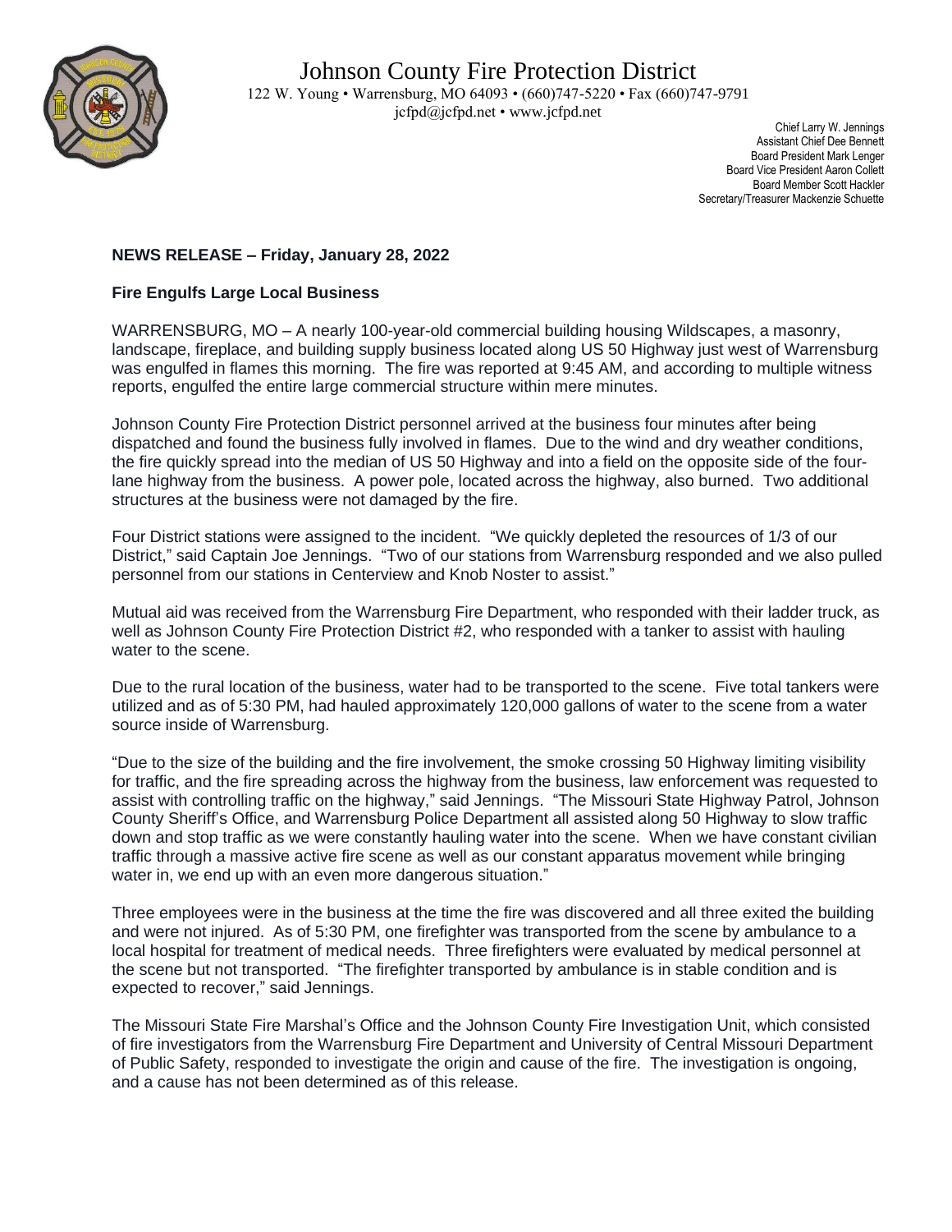# Johnson County Fire Protection District

122 W. Young • Warrensburg, MO 64093 • (660)747-5220 • Fax (660)747-9791
jcfpd@jcfpd.net • www.jcfpd.net

Chief Larry W. Jennings
Assistant Chief Dee Bennett
Board President Mark Lenger
Board Vice President Aaron Collett
Board Member Scott Hackler
Secretary/Treasurer Mackenzie Schuette

**NEWS RELEASE – Friday, January 28, 2022**

**Fire Engulfs Large Local Business**

WARRENSBURG, MO – A nearly 100-year-old commercial building housing Wildscapes, a masonry, landscape, fireplace, and building supply business located along US 50 Highway just west of Warrensburg was engulfed in flames this morning. The fire was reported at 9:45 AM, and according to multiple witness reports, engulfed the entire large commercial structure within mere minutes.

Johnson County Fire Protection District personnel arrived at the business four minutes after being dispatched and found the business fully involved in flames. Due to the wind and dry weather conditions, the fire quickly spread into the median of US 50 Highway and into a field on the opposite side of the four-lane highway from the business. A power pole, located across the highway, also burned. Two additional structures at the business were not damaged by the fire.

Four District stations were assigned to the incident. "We quickly depleted the resources of 1/3 of our District," said Captain Joe Jennings. "Two of our stations from Warrensburg responded and we also pulled personnel from our stations in Centerview and Knob Noster to assist."

Mutual aid was received from the Warrensburg Fire Department, who responded with their ladder truck, as well as Johnson County Fire Protection District #2, who responded with a tanker to assist with hauling water to the scene.

Due to the rural location of the business, water had to be transported to the scene. Five total tankers were utilized and as of 5:30 PM, had hauled approximately 120,000 gallons of water to the scene from a water source inside of Warrensburg.

"Due to the size of the building and the fire involvement, the smoke crossing 50 Highway limiting visibility for traffic, and the fire spreading across the highway from the business, law enforcement was requested to assist with controlling traffic on the highway," said Jennings. "The Missouri State Highway Patrol, Johnson County Sheriff's Office, and Warrensburg Police Department all assisted along 50 Highway to slow traffic down and stop traffic as we were constantly hauling water into the scene. When we have constant civilian traffic through a massive active fire scene as well as our constant apparatus movement while bringing water in, we end up with an even more dangerous situation."

Three employees were in the business at the time the fire was discovered and all three exited the building and were not injured. As of 5:30 PM, one firefighter was transported from the scene by ambulance to a local hospital for treatment of medical needs. Three firefighters were evaluated by medical personnel at the scene but not transported. "The firefighter transported by ambulance is in stable condition and is expected to recover," said Jennings.

The Missouri State Fire Marshal's Office and the Johnson County Fire Investigation Unit, which consisted of fire investigators from the Warrensburg Fire Department and University of Central Missouri Department of Public Safety, responded to investigate the origin and cause of the fire. The investigation is ongoing, and a cause has not been determined as of this release.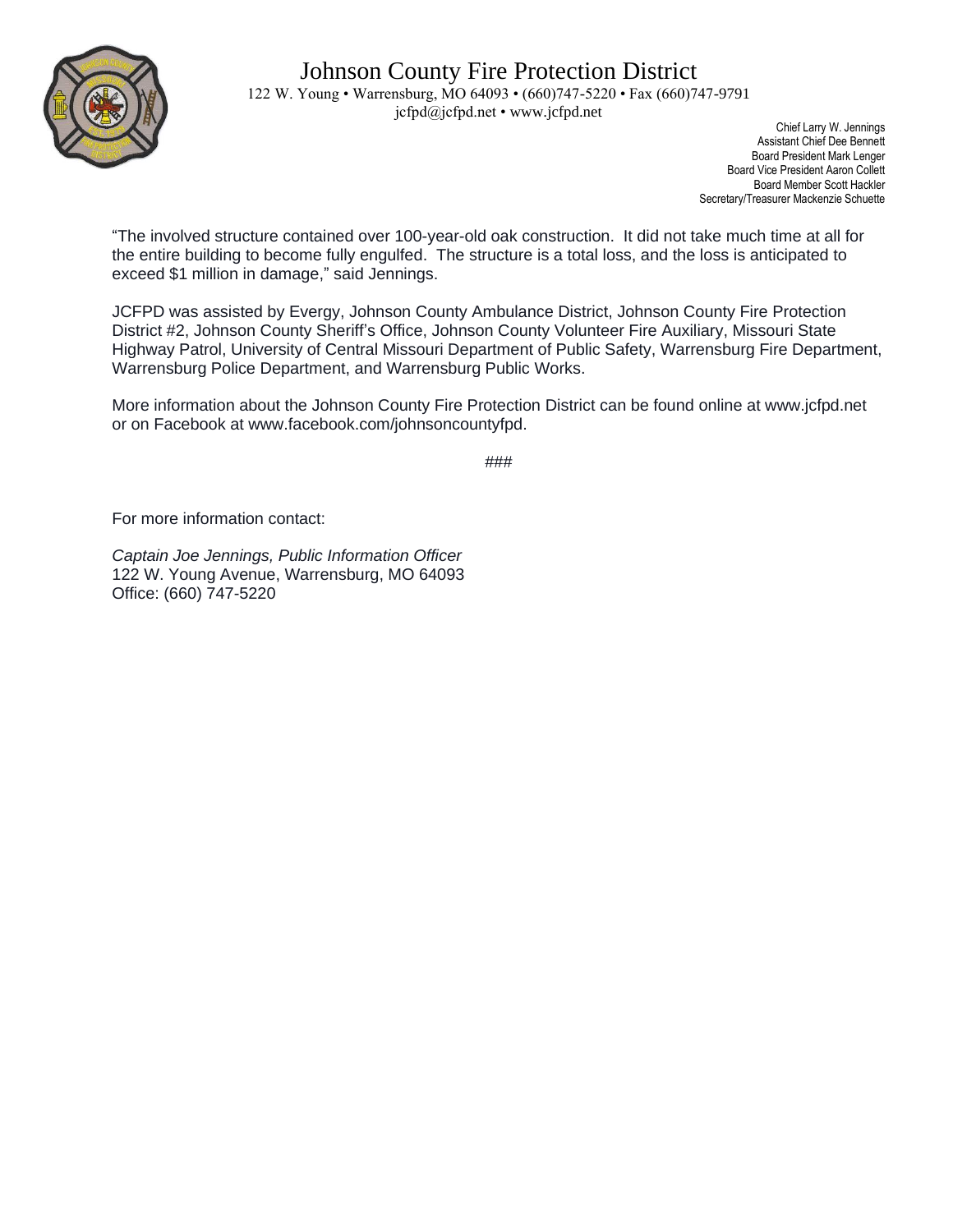Johnson County Fire Protection District

122 W. Young • Warrensburg, MO 64093 • (660)747-5220 • Fax (660)747-9791

jcfpd@jcfpd.net • www.jcfpd.net

Chief Larry W. Jennings
Assistant Chief Dee Bennett
Board President Mark Lenger
Board Vice President Aaron Collett
Board Member Scott Hackler
Secretary/Treasurer Mackenzie Schuette

"The involved structure contained over 100-year-old oak construction. It did not take much time at all for the entire building to become fully engulfed. The structure is a total loss, and the loss is anticipated to exceed $1 million in damage," said Jennings.

JCFPD was assisted by Evergy, Johnson County Ambulance District, Johnson County Fire Protection District #2, Johnson County Sheriff's Office, Johnson County Volunteer Fire Auxiliary, Missouri State Highway Patrol, University of Central Missouri Department of Public Safety, Warrensburg Fire Department, Warrensburg Police Department, and Warrensburg Public Works.

More information about the Johnson County Fire Protection District can be found online at www.jcfpd.net or on Facebook at www.facebook.com/johnsoncountyfpd.

###

For more information contact:

*Captain Joe Jennings, Public Information Officer*
122 W. Young Avenue, Warrensburg, MO 64093
Office: (660) 747-5220